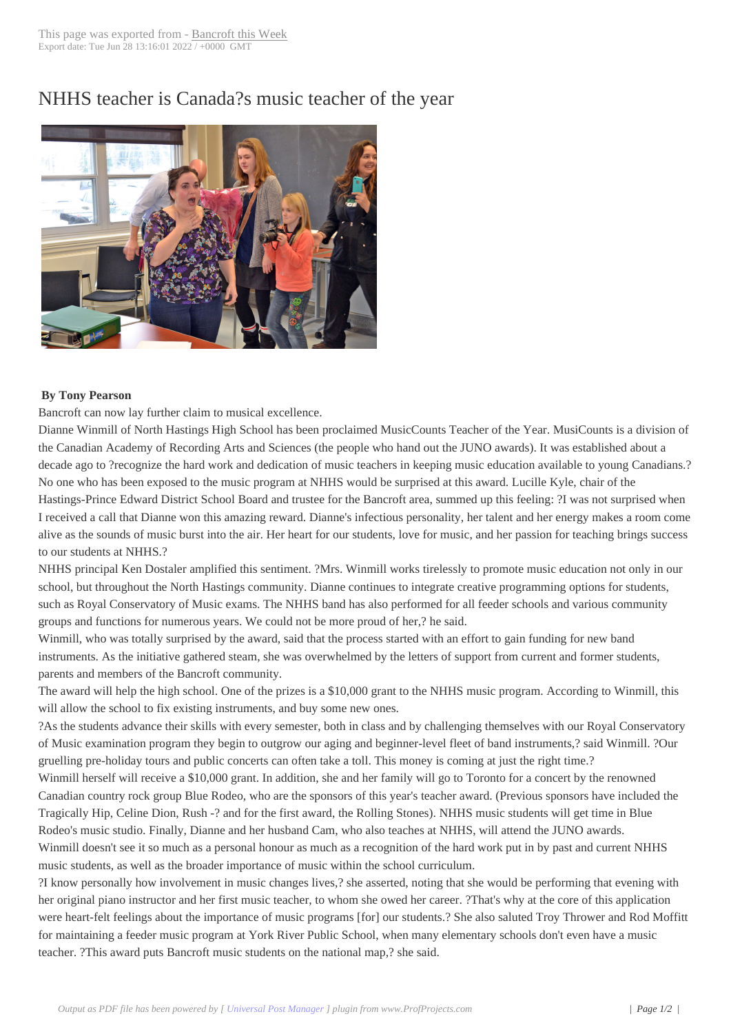# NHHS teacher is Canada?s music teacher of the year

**By Tony Pearson**

Bancroft can now lay further claim to musical excellence.

Dianne Winmill of North Hastings High School has been proclaimed MusicCounts Teacher of the Year. MusiCounts is a division of the Canadian Academy of Recording Arts and Sciences (the people who hand out the JUNO awards). It was established about a decade ago to ?recognize the hard work and dedication of music teachers in keeping music education available to young Canadians.?

No one who has been exposed to the music program at NHHS would be surprised at this award. Lucille Kyle, chair of the Hastings-Prince Edward District School Board and trustee for the Bancroft area, summed up this feeling: ?I was not surprised when I received a call that Dianne won this amazing reward. Dianne's infectious personality, her talent and her energy makes a room come alive as the sounds of music burst into the air. Her heart for our students, love for music, and her passion for teaching brings success to our students at NHHS.?

NHHS principal Ken Dostaler amplified this sentiment. ?Mrs. Winmill works tirelessly to promote music education not only in our school, but throughout the North Hastings community. Dianne continues to integrate creative programming options for students, such as Royal Conservatory of Music exams. The NHHS band has also performed for all feeder schools and various community groups and functions for numerous years. We could not be more proud of her,? he said.

Winmill, who was totally surprised by the award, said that the process started with an effort to gain funding for new band instruments. As the initiative gathered steam, she was overwhelmed by the letters of support from current and former students, parents and members of the Bancroft community.

The award will help the high school. One of the prizes is a $10,000 grant to the NHHS music program. According to Winmill, this will allow the school to fix existing instruments, and buy some new ones.

?As the students advance their skills with every semester, both in class and by challenging themselves with our Royal Conservatory of Music examination program they begin to outgrow our aging and beginner-level fleet of band instruments,? said Winmill. ?Our gruelling pre-holiday tours and public concerts can often take a toll. This money is coming at just the right time.?

Winmill herself will receive a $10,000 grant. In addition, she and her family will go to Toronto for a concert by the renowned Canadian country rock group Blue Rodeo, who are the sponsors of this year's teacher award. (Previous sponsors have included the Tragically Hip, Celine Dion, Rush -? and for the first award, the Rolling Stones). NHHS music students will get time in Blue Rodeo's music studio. Finally, Dianne and her husband Cam, who also teaches at NHHS, will attend the JUNO awards.

Winmill doesn't see it so much as a personal honour as much as a recognition of the hard work put in by past and current NHHS music students, as well as the broader importance of music within the school curriculum.

?I know personally how involvement in music changes lives,? she asserted, noting that she would be performing that evening with her original piano instructor and her first music teacher, to whom she owed her career. ?That's why at the core of this application were heart-felt feelings about the importance of music programs [for] our students.? She also saluted Troy Thrower and Rod Moffitt for maintaining a feeder music program at York River Public School, when many elementary schools don't even have a music teacher. ?This award puts Bancroft music students on the national map,? she said.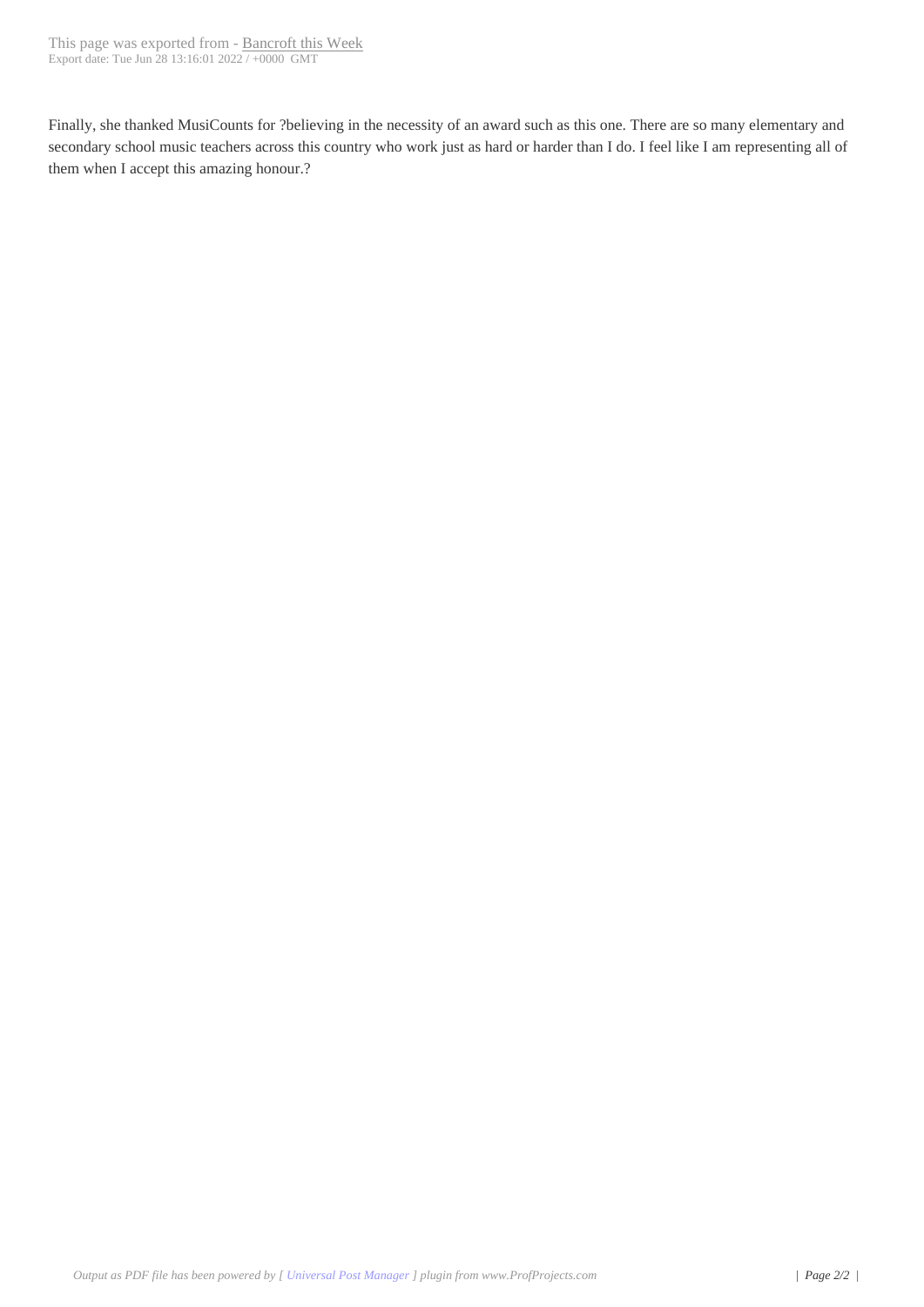Finally, she thanked MusiCounts for ?believing in the necessity of an award such as this one. There are so many elementary and secondary school music teachers across this country who work just as hard or harder than I do. I feel like I am representing all of them when I accept this amazing honour.?